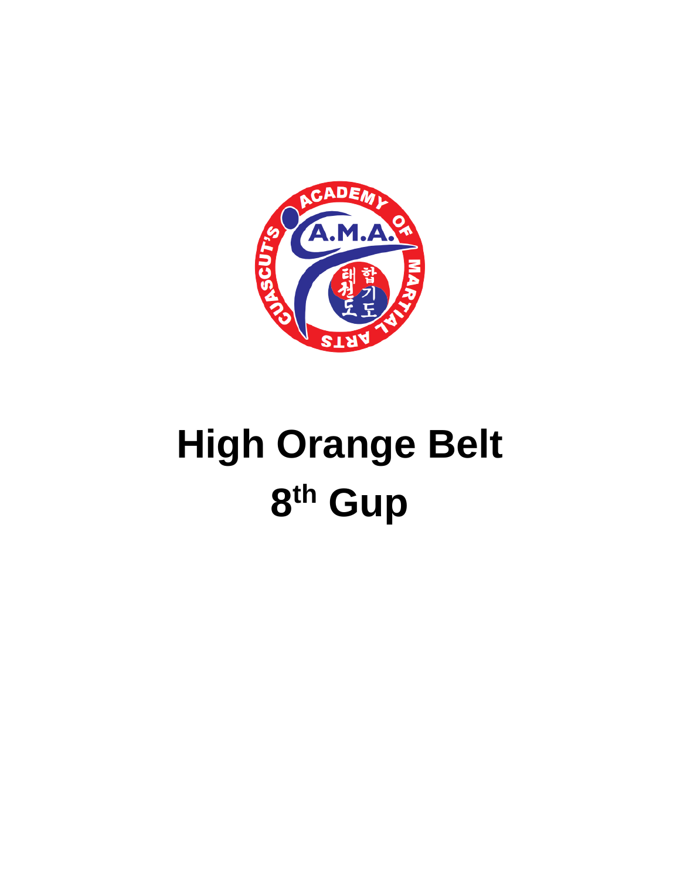# High Orange Belt

# 8th Gup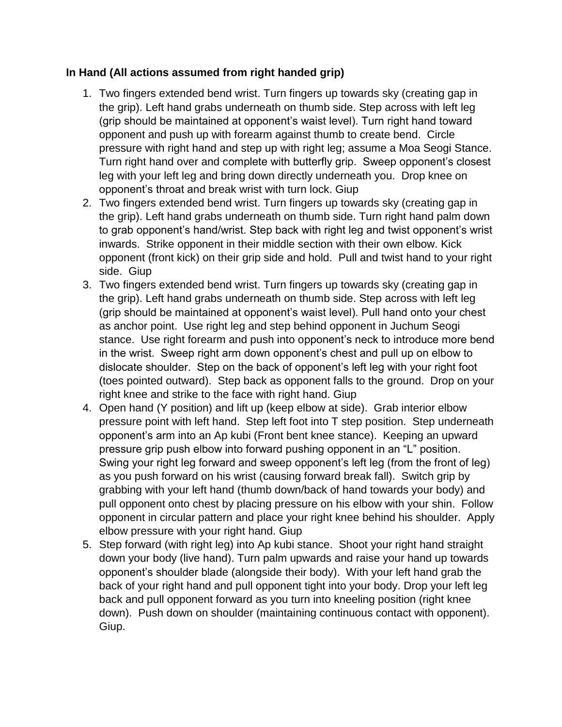**In Hand (All actions assumed from right handed grip)**

1. Two fingers extended bend wrist. Turn fingers up towards sky (creating gap in the grip). Left hand grabs underneath on thumb side. Step across with left leg (grip should be maintained at opponent's waist level). Turn right hand toward opponent and push up with forearm against thumb to create bend. Circle pressure with right hand and step up with right leg; assume a Moa Seogi Stance. Turn right hand over and complete with butterfly grip. Sweep opponent's closest leg with your left leg and bring down directly underneath you. Drop knee on opponent's throat and break wrist with turn lock. Giup
2. Two fingers extended bend wrist. Turn fingers up towards sky (creating gap in the grip). Left hand grabs underneath on thumb side. Turn right hand palm down to grab opponent's hand/wrist. Step back with right leg and twist opponent's wrist inwards. Strike opponent in their middle section with their own elbow. Kick opponent (front kick) on their grip side and hold. Pull and twist hand to your right side. Giup
3. Two fingers extended bend wrist. Turn fingers up towards sky (creating gap in the grip). Left hand grabs underneath on thumb side. Step across with left leg (grip should be maintained at opponent's waist level). Pull hand onto your chest as anchor point. Use right leg and step behind opponent in Juchum Seogi stance. Use right forearm and push into opponent's neck to introduce more bend in the wrist. Sweep right arm down opponent's chest and pull up on elbow to dislocate shoulder. Step on the back of opponent's left leg with your right foot (toes pointed outward). Step back as opponent falls to the ground. Drop on your right knee and strike to the face with right hand. Giup
4. Open hand (Y position) and lift up (keep elbow at side). Grab interior elbow pressure point with left hand. Step left foot into T step position. Step underneath opponent's arm into an Ap kubi (Front bent knee stance). Keeping an upward pressure grip push elbow into forward pushing opponent in an "L" position. Swing your right leg forward and sweep opponent's left leg (from the front of leg) as you push forward on his wrist (causing forward break fall). Switch grip by grabbing with your left hand (thumb down/back of hand towards your body) and pull opponent onto chest by placing pressure on his elbow with your shin. Follow opponent in circular pattern and place your right knee behind his shoulder. Apply elbow pressure with your right hand. Giup
5. Step forward (with right leg) into Ap kubi stance. Shoot your right hand straight down your body (live hand). Turn palm upwards and raise your hand up towards opponent's shoulder blade (alongside their body). With your left hand grab the back of your right hand and pull opponent tight into your body. Drop your left leg back and pull opponent forward as you turn into kneeling position (right knee down). Push down on shoulder (maintaining continuous contact with opponent). Giup.